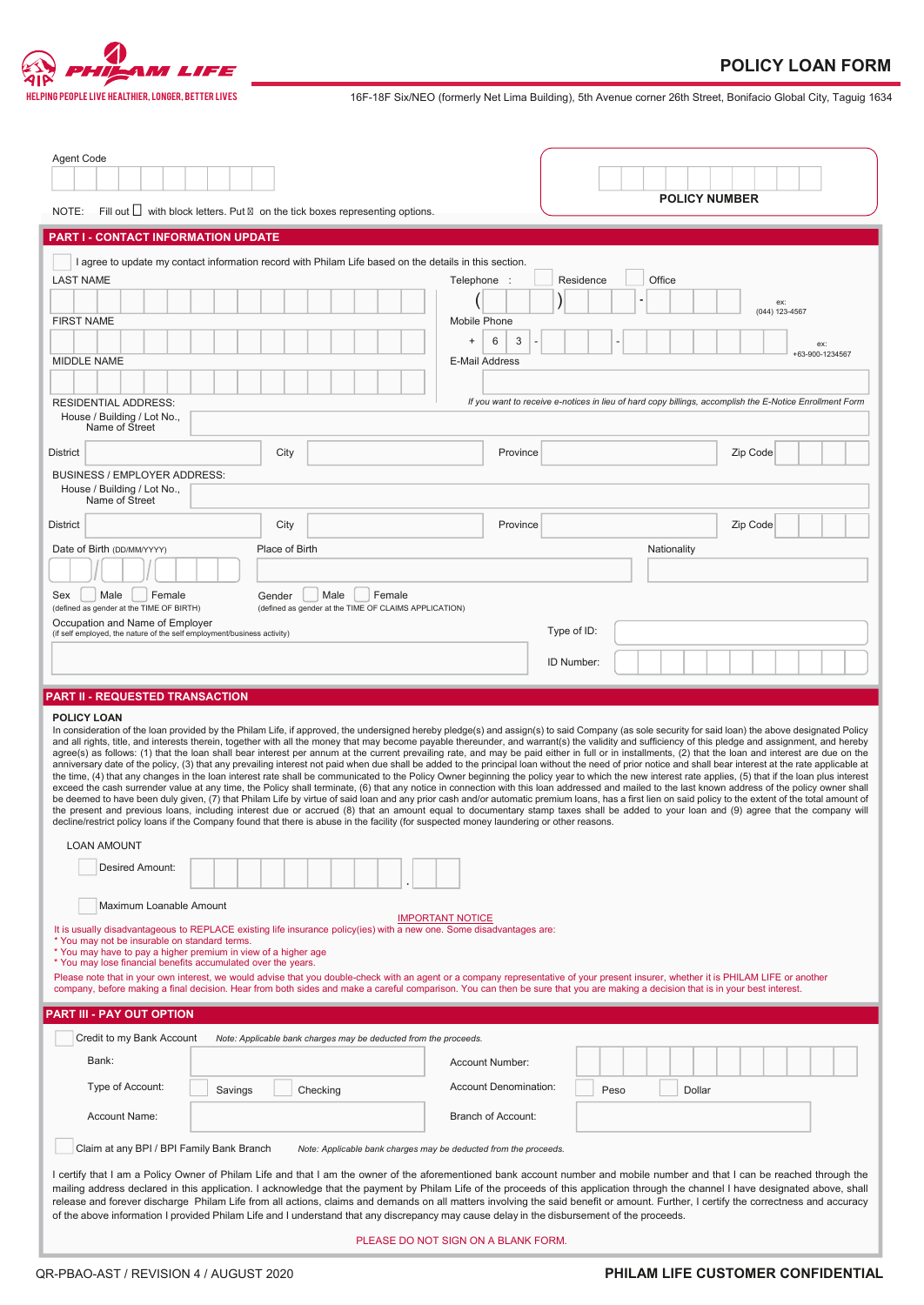PHILAM LIFE

HELPING PEOPLE LIVE HEALTHIER, LONGER, BETTER LIVES

# POLICY LOAN FORM

16F-18F Six/NEO (formerly Net Lima Building), 5th Avenue corner 26th Street, Bonifacio Global City, Taguig 1634

Agent Code

POLICY NUMBER

NOTE: Fill out ☐ with block letters. Put ☒ on the tick boxes representing options.

## PART I - CONTACT INFORMATION UPDATE

☐ I agree to update my contact information record with Philam Life based on the details in this section.

LAST NAME

FIRST NAME

MIDDLE NAME

Telephone : ☐ Residence ☐ Office

( ) - ex: (044) 123-4567

Mobile Phone

+ 6 3 - - ex: +63-900-1234567

E-Mail Address

*If you want to receive e-notices in lieu of hard copy billings, accomplish the E-Notice Enrollment Form*

RESIDENTIAL ADDRESS:

House / Building / Lot No., Name of Street

District City Province Zip Code

BUSINESS / EMPLOYER ADDRESS:

House / Building / Lot No., Name of Street

District City Province Zip Code

Date of Birth (DD/MM/YYYY) Place of Birth Nationality

Sex ☐ Male ☐ Female (defined as gender at the TIME OF BIRTH)

Gender ☐ Male ☐ Female (defined as gender at the TIME OF CLAIMS APPLICATION)

Occupation and Name of Employer (if self employed, the nature of the self employment/business activity)

Type of ID:

ID Number:

## PART II - REQUESTED TRANSACTION

### POLICY LOAN

In consideration of the loan provided by the Philam Life, if approved, the undersigned hereby pledge(s) and assign(s) to said Company (as sole security for said loan) the above designated Policy and all rights, title, and interests therein, together with all the money that may become payable thereunder, and warrant(s) the validity and sufficiency of this pledge and assignment, and hereby agree(s) as follows: (1) that the loan shall bear interest per annum at the current prevailing rate, and may be paid either in full or in installments, (2) that the loan and interest are due on the anniversary date of the policy, (3) that any prevailing interest not paid when due shall be added to the principal loan without the need of prior notice and shall bear interest at the rate applicable at the time, (4) that any changes in the loan interest rate shall be communicated to the Policy Owner beginning the policy year to which the new interest rate applies, (5) that if the loan plus interest exceed the cash surrender value at any time, the Policy shall terminate, (6) that any notice in connection with this loan addressed and mailed to the last known address of the policy owner shall be deemed to have been duly given, (7) that Philam Life by virtue of said loan and any prior cash and/or automatic premium loans, has a first lien on said policy to the extent of the total amount of the present and previous loans, including interest due or accrued (8) that an amount equal to documentary stamp taxes shall be added to your loan and (9) agree that the company will decline/restrict policy loans if the Company found that there is abuse in the facility (for suspected money laundering or other reasons.

LOAN AMOUNT

☐ Desired Amount: .

☐ Maximum Loanable Amount

IMPORTANT NOTICE

It is usually disadvantageous to REPLACE existing life insurance policy(ies) with a new one. Some disadvantages are:

* You may not be insurable on standard terms.
* You may have to pay a higher premium in view of a higher age
* You may lose financial benefits accumulated over the years.

Please note that in your own interest, we would advise that you double-check with an agent or a company representative of your present insurer, whether it is PHILAM LIFE or another company, before making a final decision. Hear from both sides and make a careful comparison. You can then be sure that you are making a decision that is in your best interest.

## PART III - PAY OUT OPTION

☐ Credit to my Bank Account *Note: Applicable bank charges may be deducted from the proceeds.*

Bank: Account Number:

Type of Account: ☐ Savings ☐ Checking Account Denomination: ☐ Peso ☐ Dollar

Account Name: Branch of Account:

☐ Claim at any BPI / BPI Family Bank Branch *Note: Applicable bank charges may be deducted from the proceeds.*

I certify that I am a Policy Owner of Philam Life and that I am the owner of the aforementioned bank account number and mobile number and that I can be reached through the mailing address declared in this application. I acknowledge that the payment by Philam Life of the proceeds of this application through the channel I have designated above, shall release and forever discharge Philam Life from all actions, claims and demands on all matters involving the said benefit or amount. Further, I certify the correctness and accuracy of the above information I provided Philam Life and I understand that any discrepancy may cause delay in the disbursement of the proceeds.

PLEASE DO NOT SIGN ON A BLANK FORM.

QR-PBAO-AST / REVISION 4 / AUGUST 2020

PHILAM LIFE CUSTOMER CONFIDENTIAL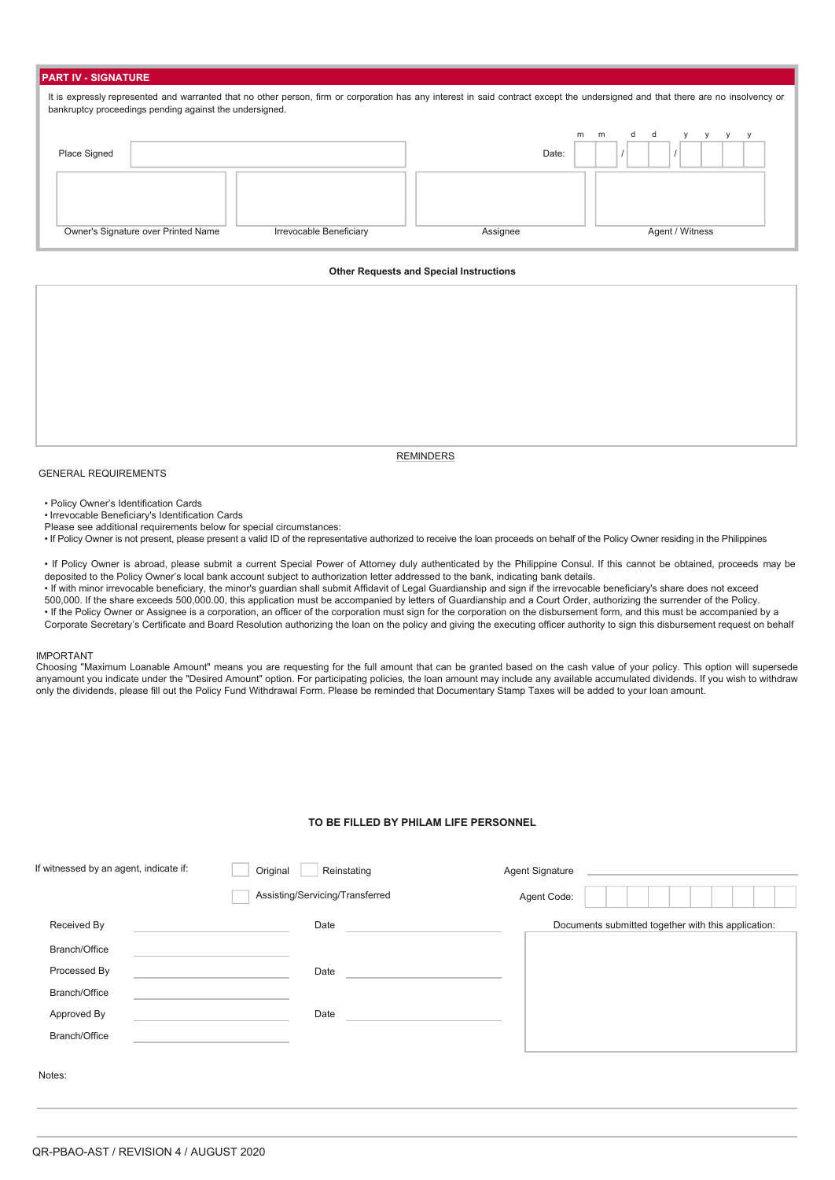## PART IV - SIGNATURE

It is expressly represented and warranted that no other person, firm or corporation has any interest in said contract except the undersigned and that there are no insolvency or bankruptcy proceedings pending against the undersigned.

Place Signed ______________________ Date: m m / d d / y y y y

| | | | |
|---|---|---|---|
| | | | |
| Owner's Signature over Printed Name | Irrevocable Beneficiary | Assignee | Agent / Witness |

**Other Requests and Special Instructions**

REMINDERS

GENERAL REQUIREMENTS

- Policy Owner's Identification Cards
- Irrevocable Beneficiary's Identification Cards

Please see additional requirements below for special circumstances:

- If Policy Owner is not present, please present a valid ID of the representative authorized to receive the loan proceeds on behalf of the Policy Owner residing in the Philippines
- If Policy Owner is abroad, please submit a current Special Power of Attorney duly authenticated by the Philippine Consul. If this cannot be obtained, proceeds may be deposited to the Policy Owner's local bank account subject to authorization letter addressed to the bank, indicating bank details.
- If with minor irrevocable beneficiary, the minor's guardian shall submit Affidavit of Legal Guardianship and sign if the irrevocable beneficiary's share does not exceed 500,000. If the share exceeds 500,000.00, this application must be accompanied by letters of Guardianship and a Court Order, authorizing the surrender of the Policy.
- If the Policy Owner or Assignee is a corporation, an officer of the corporation must sign for the corporation on the disbursement form, and this must be accompanied by a Corporate Secretary's Certificate and Board Resolution authorizing the loan on the policy and giving the executing officer authority to sign this disbursement request on behalf

IMPORTANT
Choosing "Maximum Loanable Amount" means you are requesting for the full amount that can be granted based on the cash value of your policy. This option will supersede anyamount you indicate under the "Desired Amount" option. For participating policies, the loan amount may include any available accumulated dividends. If you wish to withdraw only the dividends, please fill out the Policy Fund Withdrawal Form. Please be reminded that Documentary Stamp Taxes will be added to your loan amount.

**TO BE FILLED BY PHILAM LIFE PERSONNEL**

If witnessed by an agent, indicate if: ☐ Original ☐ Reinstating ☐ Assisting/Servicing/Transferred

Agent Signature ______________________

Agent Code: ☐☐☐☐☐☐☐☐☐☐

Received By ______________________ Date ______________________

Branch/Office ______________________

Processed By ______________________ Date ______________________

Branch/Office ______________________

Approved By ______________________ Date ______________________

Branch/Office ______________________

Documents submitted together with this application:

Notes:

QR-PBAO-AST / REVISION 4 / AUGUST 2020